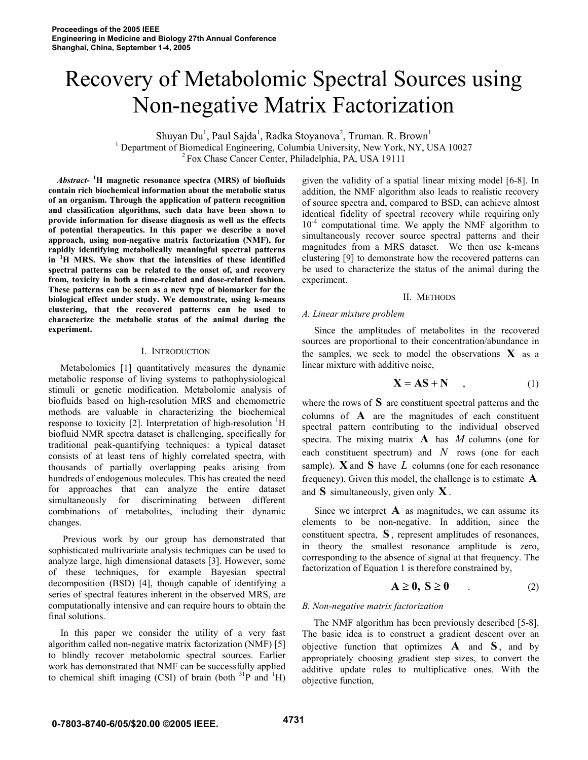# Recovery of Metabolomic Spectral Sources using Non-negative Matrix Factorization

Shuyan Du[1], Paul Sajda[1], Radka Stoyanova[2], Truman. R. Brown[1]

[1] Department of Biomedical Engineering, Columbia University, New York, NY, USA 10027

[2] Fox Chase Cancer Center, Philadelphia, PA, USA 19111

***Abstract*- $^1$H magnetic resonance spectra (MRS) of biofluids contain rich biochemical information about the metabolic status of an organism. Through the application of pattern recognition and classification algorithms, such data have been shown to provide information for disease diagnosis as well as the effects of potential therapeutics. In this paper we describe a novel approach, using non-negative matrix factorization (NMF), for rapidly identifying metabolically meaningful spectral patterns in $^1$H MRS. We show that the intensities of these identified spectral patterns can be related to the onset of, and recovery from, toxicity in both a time-related and dose-related fashion. These patterns can be seen as a new type of biomarker for the biological effect under study. We demonstrate, using k-means clustering, that the recovered patterns can be used to characterize the metabolic status of the animal during the experiment.**

## I. Introduction

Metabolomics [1] quantitatively measures the dynamic metabolic response of living systems to pathophysiological stimuli or genetic modification. Metabolomic analysis of biofluids based on high-resolution MRS and chemometric methods are valuable in characterizing the biochemical response to toxicity [2]. Interpretation of high-resolution $^1$H biofluid NMR spectra dataset is challenging, specifically for traditional peak-quantifying techniques: a typical dataset consists of at least tens of highly correlated spectra, with thousands of partially overlapping peaks arising from hundreds of endogenous molecules. This has created the need for approaches that can analyze the entire dataset simultaneously for discriminating between different combinations of metabolites, including their dynamic changes.

Previous work by our group has demonstrated that sophisticated multivariate analysis techniques can be used to analyze large, high dimensional datasets [3]. However, some of these techniques, for example Bayesian spectral decomposition (BSD) [4], though capable of identifying a series of spectral features inherent in the observed MRS, are computationally intensive and can require hours to obtain the final solutions.

In this paper we consider the utility of a very fast algorithm called non-negative matrix factorization (NMF) [5] to blindly recover metabolomic spectral sources. Earlier work has demonstrated that NMF can be successfully applied to chemical shift imaging (CSI) of brain (both $^{31}$P and $^1$H) given the validity of a spatial linear mixing model [6-8]. In addition, the NMF algorithm also leads to realistic recovery of source spectra and, compared to BSD, can achieve almost identical fidelity of spectral recovery while requiring only $10^{-4}$ computational time. We apply the NMF algorithm to simultaneously recover source spectral patterns and their magnitudes from a MRS dataset. We then use k-means clustering [9] to demonstrate how the recovered patterns can be used to characterize the status of the animal during the experiment.

## II. Methods

### *A. Linear mixture problem*

Since the amplitudes of metabolites in the recovered sources are proportional to their concentration/abundance in the samples, we seek to model the observations $\mathbf{X}$ as a linear mixture with additive noise,

$$\mathbf{X} = \mathbf{AS} + \mathbf{N} \quad , \tag{1}$$

where the rows of $\mathbf{S}$ are constituent spectral patterns and the columns of $\mathbf{A}$ are the magnitudes of each constituent spectral pattern contributing to the individual observed spectra. The mixing matrix $\mathbf{A}$ has $M$ columns (one for each constituent spectrum) and $N$ rows (one for each sample). $\mathbf{X}$ and $\mathbf{S}$ have $L$ columns (one for each resonance frequency). Given this model, the challenge is to estimate $\mathbf{A}$ and $\mathbf{S}$ simultaneously, given only $\mathbf{X}$.

Since we interpret $\mathbf{A}$ as magnitudes, we can assume its elements to be non-negative. In addition, since the constituent spectra, $\mathbf{S}$, represent amplitudes of resonances, in theory the smallest resonance amplitude is zero, corresponding to the absence of signal at that frequency. The factorization of Equation 1 is therefore constrained by,

$$\mathbf{A} \geq \mathbf{0}, \ \mathbf{S} \geq \mathbf{0} \quad . \tag{2}$$

### *B. Non-negative matrix factorization*

The NMF algorithm has been previously described [5-8]. The basic idea is to construct a gradient descent over an objective function that optimizes $\mathbf{A}$ and $\mathbf{S}$, and by appropriately choosing gradient step sizes, to convert the additive update rules to multiplicative ones. With the objective function,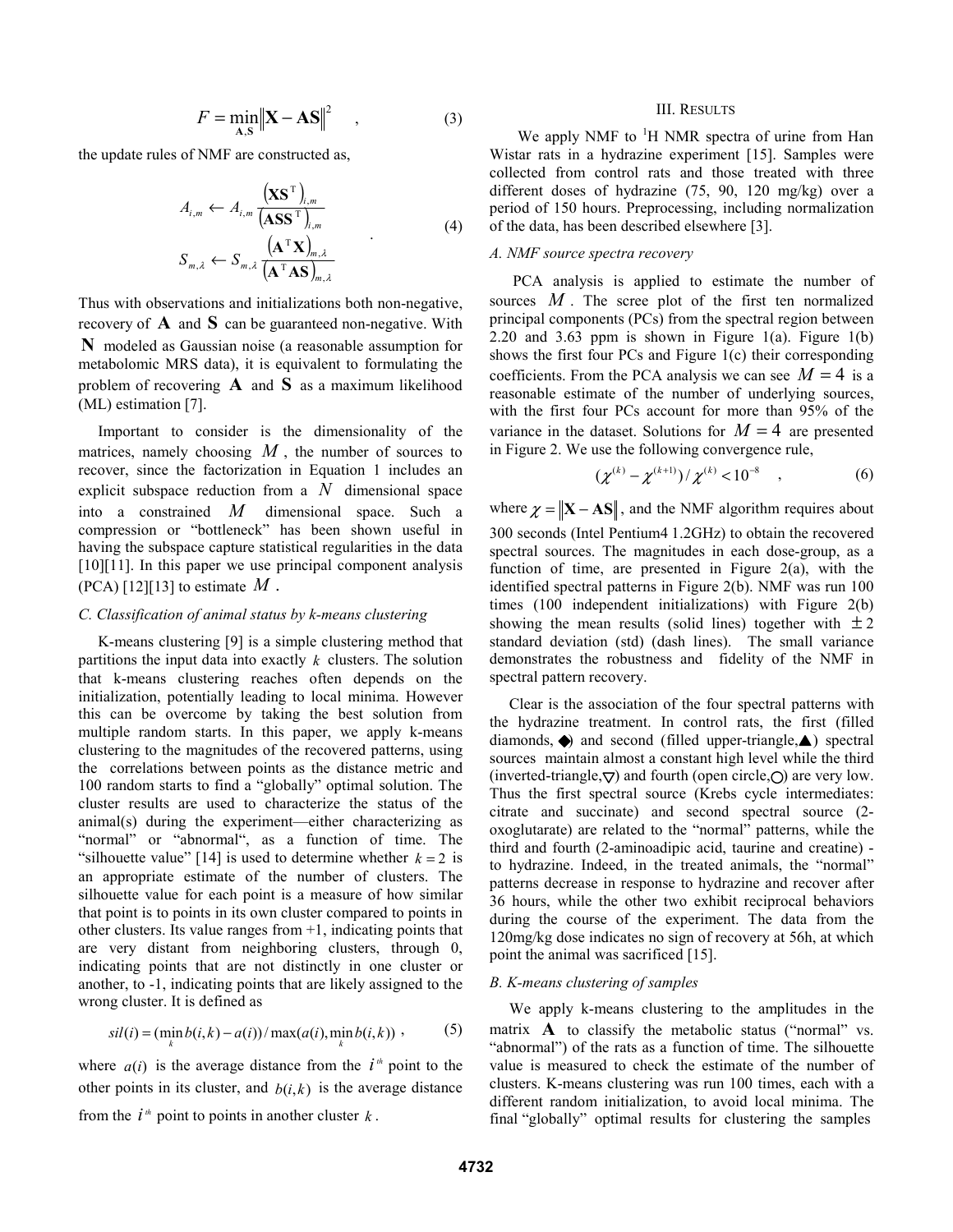$$F = \min_{\mathbf{A},\mathbf{S}} \left\| \mathbf{X} - \mathbf{AS} \right\|^2 \quad , \tag{3}$$

the update rules of NMF are constructed as,

$$A_{i,m} \leftarrow A_{i,m} \frac{\left(\mathbf{XS}^{\mathrm{T}}\right)_{i,m}}{\left(\mathbf{ASS}^{\mathrm{T}}\right)_{i,m}}$$
$$S_{m,\lambda} \leftarrow S_{m,\lambda} \frac{\left(\mathbf{A}^{\mathrm{T}}\mathbf{X}\right)_{m,\lambda}}{\left(\mathbf{A}^{\mathrm{T}}\mathbf{AS}\right)_{m,\lambda}} \quad . \tag{4}$$

Thus with observations and initializations both non-negative, recovery of $\mathbf{A}$ and $\mathbf{S}$ can be guaranteed non-negative. With $\mathbf{N}$ modeled as Gaussian noise (a reasonable assumption for metabolomic MRS data), it is equivalent to formulating the problem of recovering $\mathbf{A}$ and $\mathbf{S}$ as a maximum likelihood (ML) estimation [7].

Important to consider is the dimensionality of the matrices, namely choosing $M$, the number of sources to recover, since the factorization in Equation 1 includes an explicit subspace reduction from a $N$ dimensional space into a constrained $M$ dimensional space. Such a compression or "bottleneck" has been shown useful in having the subspace capture statistical regularities in the data [10][11]. In this paper we use principal component analysis (PCA) [12][13] to estimate $M$.

### *C. Classification of animal status by k-means clustering*

K-means clustering [9] is a simple clustering method that partitions the input data into exactly $k$ clusters. The solution that k-means clustering reaches often depends on the initialization, potentially leading to local minima. However this can be overcome by taking the best solution from multiple random starts. In this paper, we apply k-means clustering to the magnitudes of the recovered patterns, using the correlations between points as the distance metric and 100 random starts to find a "globally" optimal solution. The cluster results are used to characterize the status of the animal(s) during the experiment—either characterizing as "normal" or "abnormal", as a function of time. The "silhouette value" [14] is used to determine whether $k = 2$ is an appropriate estimate of the number of clusters. The silhouette value for each point is a measure of how similar that point is to points in its own cluster compared to points in other clusters. Its value ranges from +1, indicating points that are very distant from neighboring clusters, through 0, indicating points that are not distinctly in one cluster or another, to -1, indicating points that are likely assigned to the wrong cluster. It is defined as

$$sil(i) = (\min_k b(i,k) - a(i)) / \max(a(i), \min_k b(i,k)) \ , \tag{5}$$

where $a(i)$ is the average distance from the $i^{th}$ point to the other points in its cluster, and $b(i,k)$ is the average distance from the $i^{th}$ point to points in another cluster $k$.

## III. Results

We apply NMF to $^1$H NMR spectra of urine from Han Wistar rats in a hydrazine experiment [15]. Samples were collected from control rats and those treated with three different doses of hydrazine (75, 90, 120 mg/kg) over a period of 150 hours. Preprocessing, including normalization of the data, has been described elsewhere [3].

### *A. NMF source spectra recovery*

PCA analysis is applied to estimate the number of sources $M$. The scree plot of the first ten normalized principal components (PCs) from the spectral region between 2.20 and 3.63 ppm is shown in Figure 1(a). Figure 1(b) shows the first four PCs and Figure 1(c) their corresponding coefficients. From the PCA analysis we can see $M = 4$ is a reasonable estimate of the number of underlying sources, with the first four PCs account for more than 95% of the variance in the dataset. Solutions for $M = 4$ are presented in Figure 2. We use the following convergence rule,

$$(\chi^{(k)} - \chi^{(k+1)}) / \chi^{(k)} < 10^{-8} \quad , \tag{6}$$

where $\chi = \left\| \mathbf{X} - \mathbf{AS} \right\|$, and the NMF algorithm requires about 300 seconds (Intel Pentium4 1.2GHz) to obtain the recovered spectral sources. The magnitudes in each dose-group, as a function of time, are presented in Figure 2(a), with the identified spectral patterns in Figure 2(b). NMF was run 100 times (100 independent initializations) with Figure 2(b) showing the mean results (solid lines) together with $\pm 2$ standard deviation (std) (dash lines). The small variance demonstrates the robustness and fidelity of the NMF in spectral pattern recovery.

Clear is the association of the four spectral patterns with the hydrazine treatment. In control rats, the first (filled diamonds, ◆) and second (filled upper-triangle,▲) spectral sources maintain almost a constant high level while the third (inverted-triangle,▽) and fourth (open circle,○) are very low. Thus the first spectral source (Krebs cycle intermediates: citrate and succinate) and second spectral source (2-oxoglutarate) are related to the "normal" patterns, while the third and fourth (2-aminoadipic acid, taurine and creatine) - to hydrazine. Indeed, in the treated animals, the "normal" patterns decrease in response to hydrazine and recover after 36 hours, while the other two exhibit reciprocal behaviors during the course of the experiment. The data from the 120mg/kg dose indicates no sign of recovery at 56h, at which point the animal was sacrificed [15].

### *B. K-means clustering of samples*

We apply k-means clustering to the amplitudes in the matrix $\mathbf{A}$ to classify the metabolic status ("normal" vs. "abnormal") of the rats as a function of time. The silhouette value is measured to check the estimate of the number of clusters. K-means clustering was run 100 times, each with a different random initialization, to avoid local minima. The final "globally" optimal results for clustering the samples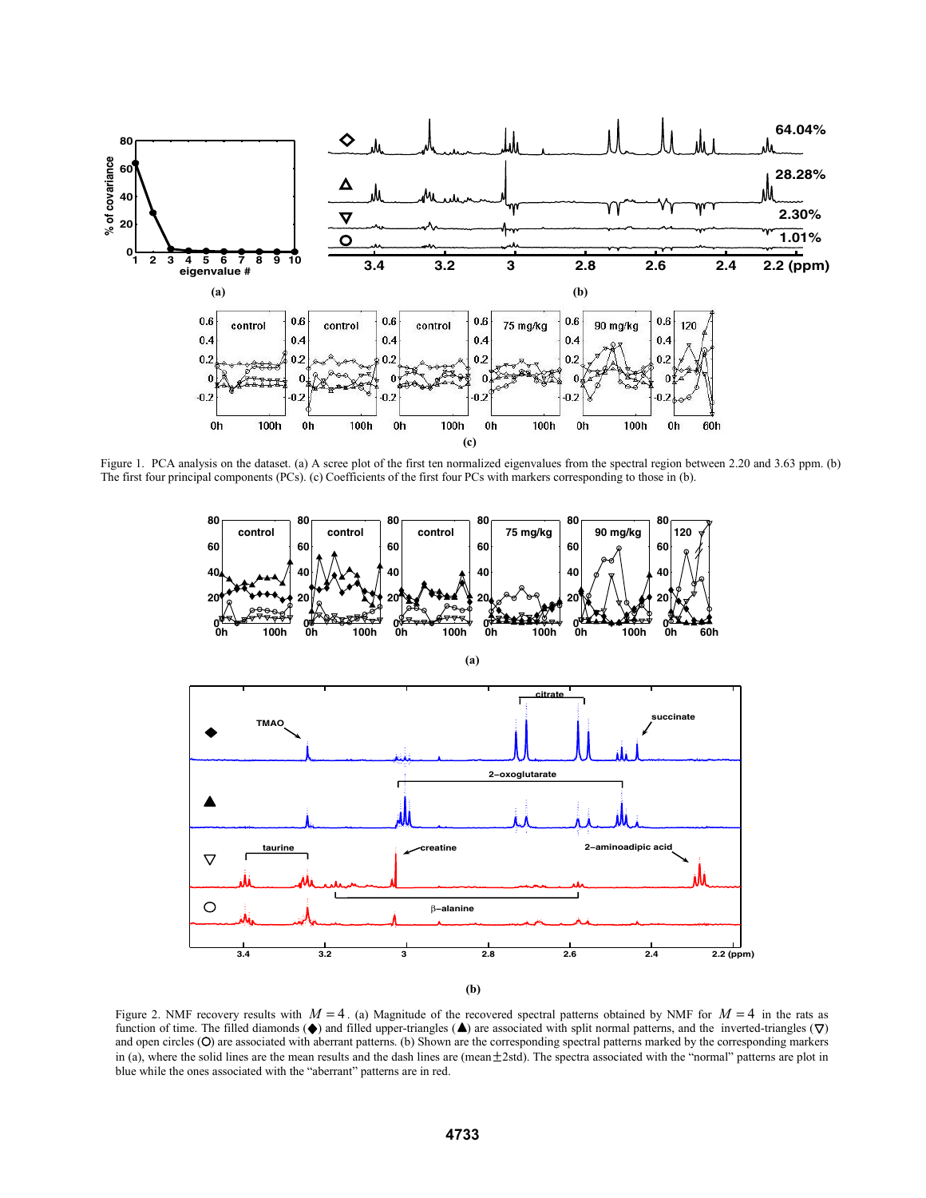80
60
40
20
0
% of covariance
1 2 3 4 5 6 7 8 9 10
eigenvalue #

(a)

64.04%
28.28%
2.30%
1.01%
3.4 3.2 3 2.8 2.6 2.4 2.2 (ppm)

(b)

control control control 75 mg/kg 90 mg/kg 120
0.6 0.4 0.2 0 -0.2
0h 100h 0h 100h 0h 100h 0h 100h 0h 100h 0h 60h

(c)

Figure 1. PCA analysis on the dataset. (a) A scree plot of the first ten normalized eigenvalues from the spectral region between 2.20 and 3.63 ppm. (b) The first four principal components (PCs). (c) Coefficients of the first four PCs with markers corresponding to those in (b).

control control control 75 mg/kg 90 mg/kg 120
80 60 40 20 0
0h 100h 0h 100h 0h 100h 0h 100h 0h 100h 0h 60h

(a)

TMAO
citrate
succinate
2−oxoglutarate
taurine
creatine
2−aminoadipic acid
β−alanine
3.4 3.2 3 2.8 2.6 2.4 2.2 (ppm)

(b)

Figure 2. NMF recovery results with $M = 4$. (a) Magnitude of the recovered spectral patterns obtained by NMF for $M = 4$ in the rats as function of time. The filled diamonds (◆) and filled upper-triangles (▲) are associated with split normal patterns, and the inverted-triangles (▽) and open circles (○) are associated with aberrant patterns. (b) Shown are the corresponding spectral patterns marked by the corresponding markers in (a), where the solid lines are the mean results and the dash lines are (mean$\pm$2std). The spectra associated with the "normal" patterns are plot in blue while the ones associated with the "aberrant" patterns are in red.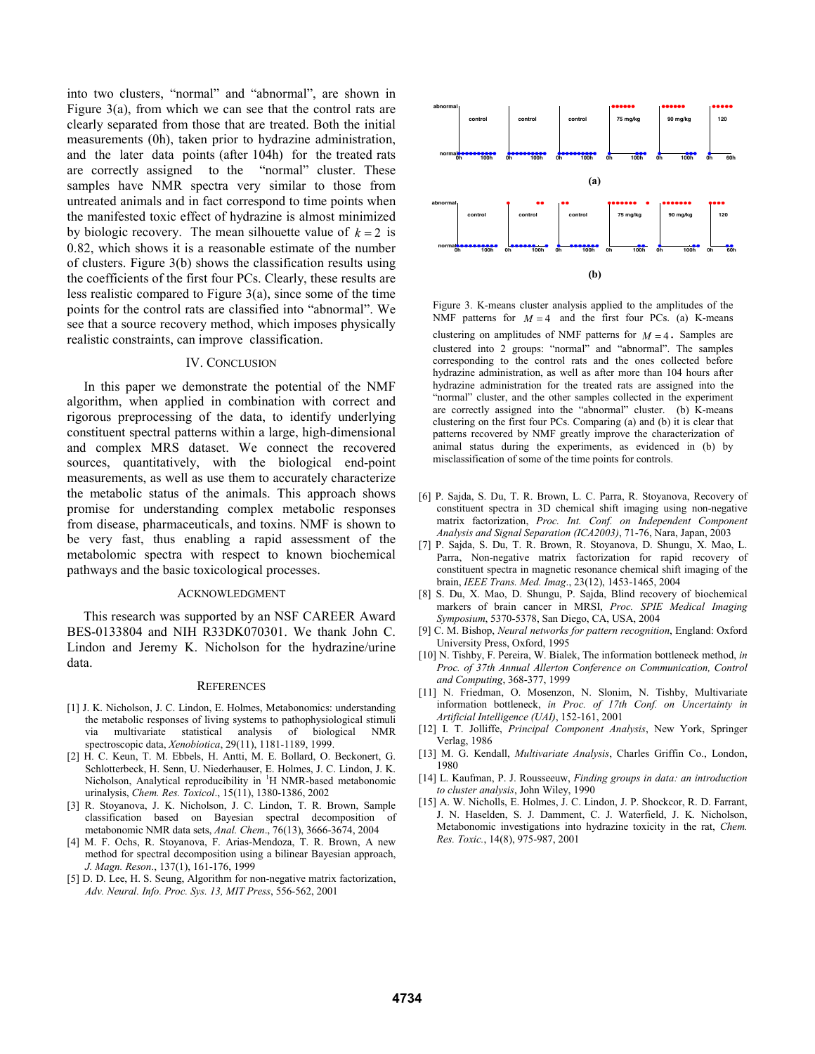into two clusters, "normal" and "abnormal", are shown in Figure 3(a), from which we can see that the control rats are clearly separated from those that are treated. Both the initial measurements (0h), taken prior to hydrazine administration, and the later data points (after 104h) for the treated rats are correctly assigned to the "normal" cluster. These samples have NMR spectra very similar to those from untreated animals and in fact correspond to time points when the manifested toxic effect of hydrazine is almost minimized by biologic recovery. The mean silhouette value of $k = 2$ is 0.82, which shows it is a reasonable estimate of the number of clusters. Figure 3(b) shows the classification results using the coefficients of the first four PCs. Clearly, these results are less realistic compared to Figure 3(a), since some of the time points for the control rats are classified into "abnormal". We see that a source recovery method, which imposes physically realistic constraints, can improve classification.

abnormal
normal
control 0h 100h
control 0h 100h
control 0h 100h
75 mg/kg 0h 100h
90 mg/kg 0h 100h
120 0h 60h

**(a)**

abnormal
normal
control 0h 100h
control 0h 100h
control 0h 100h
75 mg/kg 0h 100h
90 mg/kg 0h 100h
120 0h 60h

**(b)**

Figure 3. K-means cluster analysis applied to the amplitudes of the NMF patterns for $M = 4$ and the first four PCs. (a) K-means clustering on amplitudes of NMF patterns for $M = 4$. Samples are clustered into 2 groups: "normal" and "abnormal". The samples corresponding to the control rats and the ones collected before hydrazine administration, as well as after more than 104 hours after hydrazine administration for the treated rats are assigned into the "normal" cluster, and the other samples collected in the experiment are correctly assigned into the "abnormal" cluster. (b) K-means clustering on the first four PCs. Comparing (a) and (b) it is clear that patterns recovered by NMF greatly improve the characterization of animal status during the experiments, as evidenced in (b) by misclassification of some of the time points for controls.

## IV. Conclusion

In this paper we demonstrate the potential of the NMF algorithm, when applied in combination with correct and rigorous preprocessing of the data, to identify underlying constituent spectral patterns within a large, high-dimensional and complex MRS dataset. We connect the recovered sources, quantitatively, with the biological end-point measurements, as well as use them to accurately characterize the metabolic status of the animals. This approach shows promise for understanding complex metabolic responses from disease, pharmaceuticals, and toxins. NMF is shown to be very fast, thus enabling a rapid assessment of the metabolomic spectra with respect to known biochemical pathways and the basic toxicological processes.

## Acknowledgment

This research was supported by an NSF CAREER Award BES-0133804 and NIH R33DK070301. We thank John C. Lindon and Jeremy K. Nicholson for the hydrazine/urine data.

## References

[1] J. K. Nicholson, J. C. Lindon, E. Holmes, Metabonomics: understanding the metabolic responses of living systems to pathophysiological stimuli via multivariate statistical analysis of biological NMR spectroscopic data, *Xenobiotica*, 29(11), 1181-1189, 1999.

[2] H. C. Keun, T. M. Ebbels, H. Antti, M. E. Bollard, O. Beckonert, G. Schlotterbeck, H. Senn, U. Niederhauser, E. Holmes, J. C. Lindon, J. K. Nicholson, Analytical reproducibility in $^1$H NMR-based metabonomic urinalysis, *Chem. Res. Toxicol*., 15(11), 1380-1386, 2002

[3] R. Stoyanova, J. K. Nicholson, J. C. Lindon, T. R. Brown, Sample classification based on Bayesian spectral decomposition of metabonomic NMR data sets, *Anal. Chem*., 76(13), 3666-3674, 2004

[4] M. F. Ochs, R. Stoyanova, F. Arias-Mendoza, T. R. Brown, A new method for spectral decomposition using a bilinear Bayesian approach, *J. Magn. Reson*., 137(1), 161-176, 1999

[5] D. D. Lee, H. S. Seung, Algorithm for non-negative matrix factorization, *Adv. Neural. Info. Proc. Sys. 13, MIT Press*, 556-562, 2001

[6] P. Sajda, S. Du, T. R. Brown, L. C. Parra, R. Stoyanova, Recovery of constituent spectra in 3D chemical shift imaging using non-negative matrix factorization, *Proc. Int. Conf. on Independent Component Analysis and Signal Separation (ICA2003)*, 71-76, Nara, Japan, 2003

[7] P. Sajda, S. Du, T. R. Brown, R. Stoyanova, D. Shungu, X. Mao, L. Parra, Non-negative matrix factorization for rapid recovery of constituent spectra in magnetic resonance chemical shift imaging of the brain, *IEEE Trans. Med. Imag*., 23(12), 1453-1465, 2004

[8] S. Du, X. Mao, D. Shungu, P. Sajda, Blind recovery of biochemical markers of brain cancer in MRSI, *Proc. SPIE Medical Imaging Symposium*, 5370-5378, San Diego, CA, USA, 2004

[9] C. M. Bishop, *Neural networks for pattern recognition*, England: Oxford University Press, Oxford, 1995

[10] N. Tishby, F. Pereira, W. Bialek, The information bottleneck method, *in Proc. of 37th Annual Allerton Conference on Communication, Control and Computing*, 368-377, 1999

[11] N. Friedman, O. Mosenzon, N. Slonim, N. Tishby, Multivariate information bottleneck, *in Proc. of 17th Conf. on Uncertainty in Artificial Intelligence (UAI)*, 152-161, 2001

[12] I. T. Jolliffe, *Principal Component Analysis*, New York, Springer Verlag, 1986

[13] M. G. Kendall, *Multivariate Analysis*, Charles Griffin Co., London, 1980

[14] L. Kaufman, P. J. Rousseeuw, *Finding groups in data: an introduction to cluster analysis*, John Wiley, 1990

[15] A. W. Nicholls, E. Holmes, J. C. Lindon, J. P. Shockcor, R. D. Farrant, J. N. Haselden, S. J. Damment, C. J. Waterfield, J. K. Nicholson, Metabonomic investigations into hydrazine toxicity in the rat, *Chem. Res. Toxic*., 14(8), 975-987, 2001